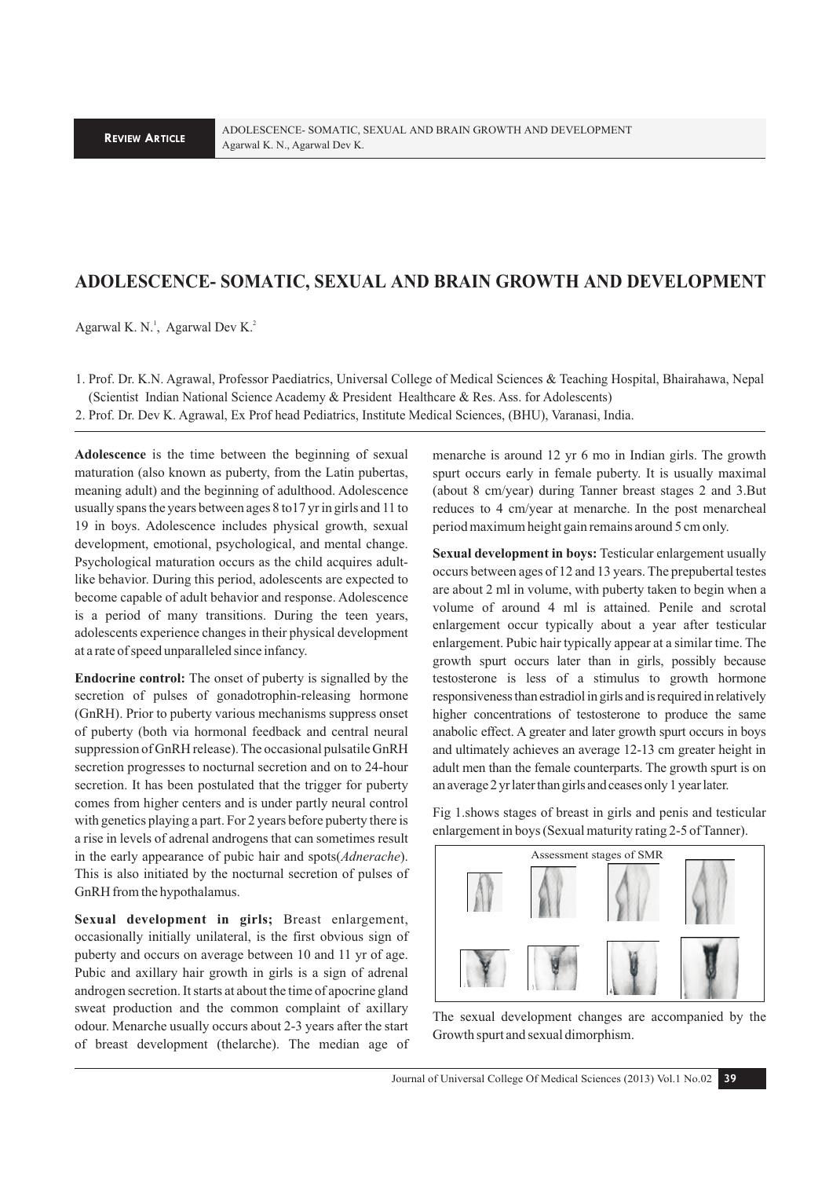# ADOLESCENCE- SOMATIC, SEXUAL AND BRAIN GROWTH AND DEVELOPMENT

Agarwal K. N.[1], Agarwal Dev K.[2]

1. Prof. Dr. K.N. Agrawal, Professor Paediatrics, Universal College of Medical Sciences & Teaching Hospital, Bhairahawa, Nepal (Scientist Indian National Science Academy & President Healthcare & Res. Ass. for Adolescents)
2. Prof. Dr. Dev K. Agrawal, Ex Prof head Pediatrics, Institute Medical Sciences, (BHU), Varanasi, India.

**Adolescence** is the time between the beginning of sexual maturation (also known as puberty, from the Latin pubertas, meaning adult) and the beginning of adulthood. Adolescence usually spans the years between ages 8 to17 yr in girls and 11 to 19 in boys. Adolescence includes physical growth, sexual development, emotional, psychological, and mental change. Psychological maturation occurs as the child acquires adult-like behavior. During this period, adolescents are expected to become capable of adult behavior and response. Adolescence is a period of many transitions. During the teen years, adolescents experience changes in their physical development at a rate of speed unparalleled since infancy.

**Endocrine control:** The onset of puberty is signalled by the secretion of pulses of gonadotrophin-releasing hormone (GnRH). Prior to puberty various mechanisms suppress onset of puberty (both via hormonal feedback and central neural suppression of GnRH release). The occasional pulsatile GnRH secretion progresses to nocturnal secretion and on to 24-hour secretion. It has been postulated that the trigger for puberty comes from higher centers and is under partly neural control with genetics playing a part. For 2 years before puberty there is a rise in levels of adrenal androgens that can sometimes result in the early appearance of pubic hair and spots(*Adnerache*). This is also initiated by the nocturnal secretion of pulses of GnRH from the hypothalamus.

**Sexual development in girls;** Breast enlargement, occasionally initially unilateral, is the first obvious sign of puberty and occurs on average between 10 and 11 yr of age. Pubic and axillary hair growth in girls is a sign of adrenal androgen secretion. It starts at about the time of apocrine gland sweat production and the common complaint of axillary odour. Menarche usually occurs about 2-3 years after the start of breast development (thelarche). The median age of menarche is around 12 yr 6 mo in Indian girls. The growth spurt occurs early in female puberty. It is usually maximal (about 8 cm/year) during Tanner breast stages 2 and 3.But reduces to 4 cm/year at menarche. In the post menarcheal period maximum height gain remains around 5 cm only.

**Sexual development in boys:** Testicular enlargement usually occurs between ages of 12 and 13 years. The prepubertal testes are about 2 ml in volume, with puberty taken to begin when a volume of around 4 ml is attained. Penile and scrotal enlargement occur typically about a year after testicular enlargement. Pubic hair typically appear at a similar time. The growth spurt occurs later than in girls, possibly because testosterone is less of a stimulus to growth hormone responsiveness than estradiol in girls and is required in relatively higher concentrations of testosterone to produce the same anabolic effect. A greater and later growth spurt occurs in boys and ultimately achieves an average 12-13 cm greater height in adult men than the female counterparts. The growth spurt is on an average 2 yr later than girls and ceases only 1 year later.

Fig 1.shows stages of breast in girls and penis and testicular enlargement in boys (Sexual maturity rating 2-5 of Tanner).

Assessment stages of SMR

The sexual development changes are accompanied by the Growth spurt and sexual dimorphism.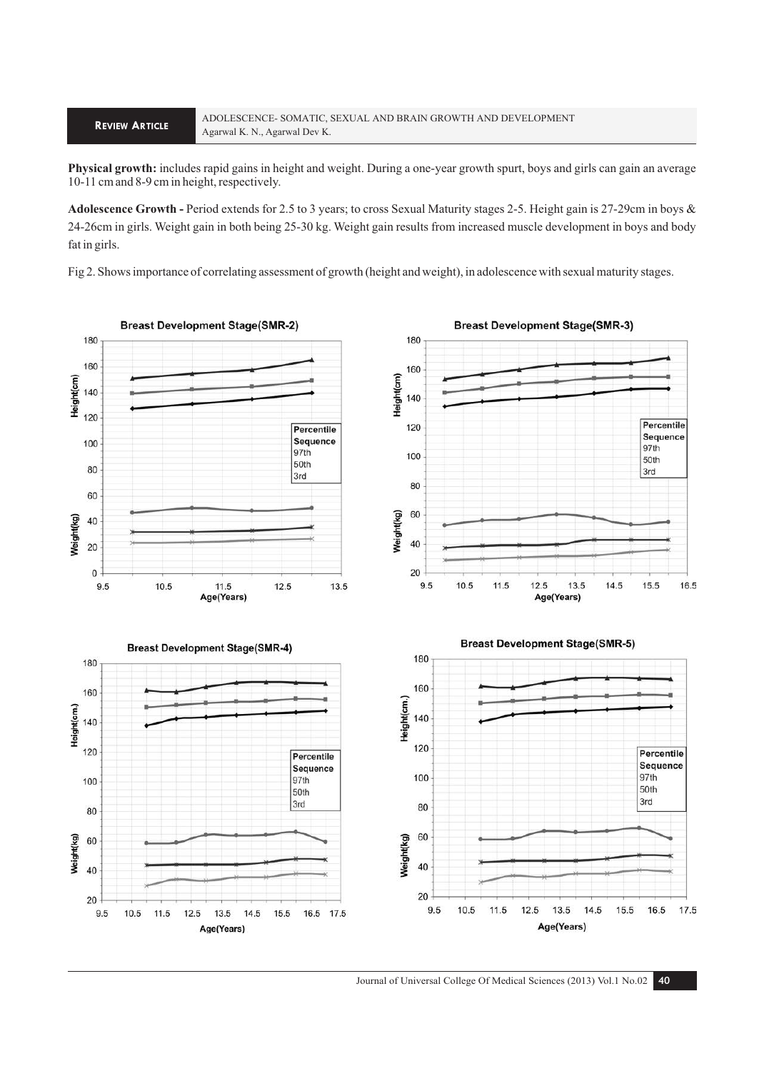**Physical growth:** includes rapid gains in height and weight. During a one-year growth spurt, boys and girls can gain an average 10-11 cm and 8-9 cm in height, respectively.

**Adolescence Growth -** Period extends for 2.5 to 3 years; to cross Sexual Maturity stages 2-5. Height gain is 27-29cm in boys & 24-26cm in girls. Weight gain in both being 25-30 kg. Weight gain results from increased muscle development in boys and body fat in girls.

Fig 2. Shows importance of correlating assessment of growth (height and weight), in adolescence with sexual maturity stages.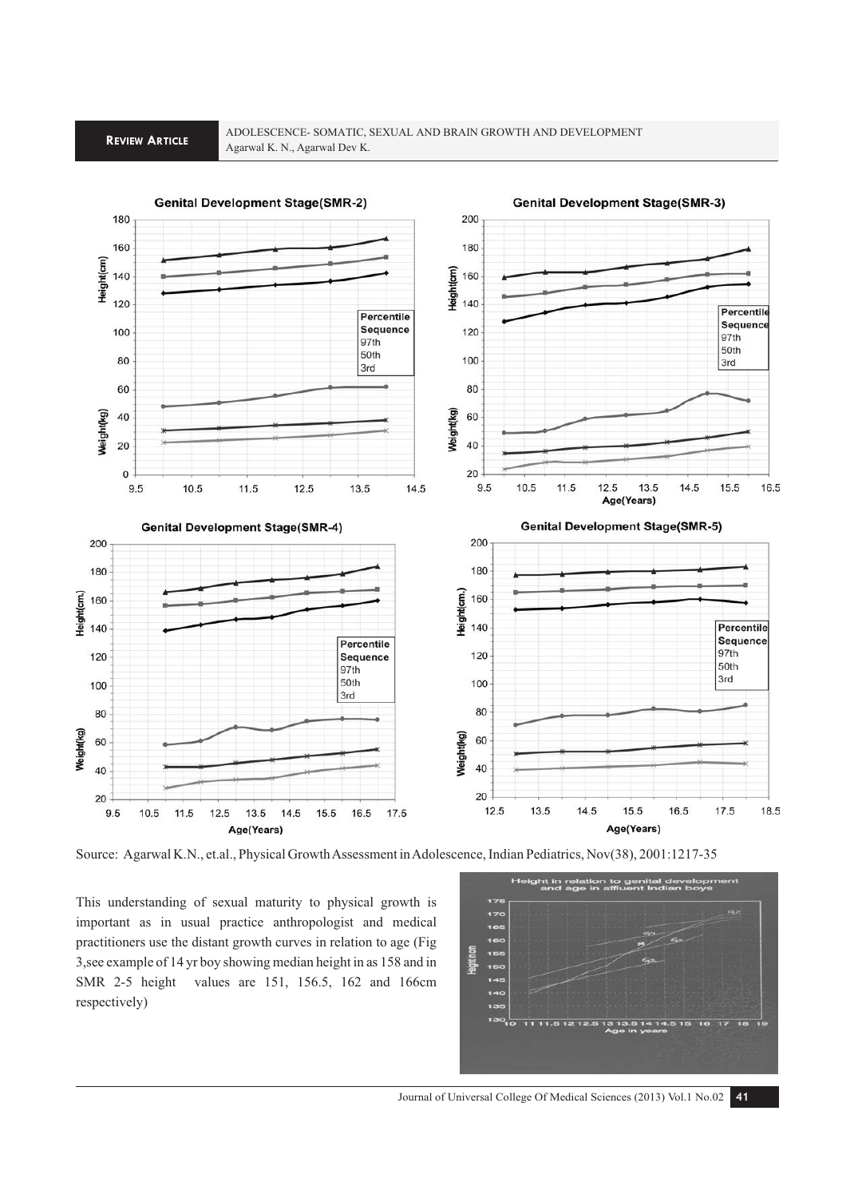Source: Agarwal K.N., et.al., Physical Growth Assessment in Adolescence, Indian Pediatrics, Nov(38), 2001:1217-35

This understanding of sexual maturity to physical growth is important as in usual practice anthropologist and medical practitioners use the distant growth curves in relation to age (Fig 3,see example of 14 yr boy showing median height in as 158 and in SMR 2-5 height values are 151, 156.5, 162 and 166cm respectively)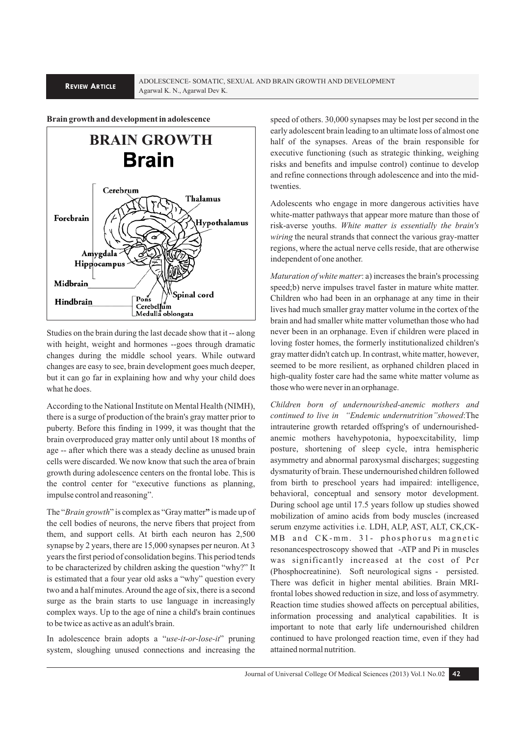**Brain growth and development in adolescence**

Studies on the brain during the last decade show that it -- along with height, weight and hormones --goes through dramatic changes during the middle school years. While outward changes are easy to see, brain development goes much deeper, but it can go far in explaining how and why your child does what he does.

According to the National Institute on Mental Health (NIMH), there is a surge of production of the brain's gray matter prior to puberty. Before this finding in 1999, it was thought that the brain overproduced gray matter only until about 18 months of age -- after which there was a steady decline as unused brain cells were discarded. We now know that such the area of brain growth during adolescence centers on the frontal lobe. This is the control center for "executive functions as planning, impulse control and reasoning".

The "*Brain growth*" is complex as "Gray matter**"** is made up of the cell bodies of neurons, the nerve fibers that project from them, and support cells. At birth each neuron has 2,500 synapse by 2 years, there are 15,000 synapses per neuron. At 3 years the first period of consolidation begins. This period tends to be characterized by children asking the question "why?" It is estimated that a four year old asks a "why" question every two and a half minutes. Around the age of six, there is a second surge as the brain starts to use language in increasingly complex ways. Up to the age of nine a child's brain continues to be twice as active as an adult's brain.

In adolescence brain adopts a "*use-it-or-lose-it*" pruning system, sloughing unused connections and increasing the speed of others. 30,000 synapses may be lost per second in the early adolescent brain leading to an ultimate loss of almost one half of the synapses. Areas of the brain responsible for executive functioning (such as strategic thinking, weighing risks and benefits and impulse control) continue to develop and refine connections through adolescence and into the mid-twenties.

Adolescents who engage in more dangerous activities have white-matter pathways that appear more mature than those of risk-averse youths. *White matter is essentially the brain's wiring* the neural strands that connect the various gray-matter regions, where the actual nerve cells reside, that are otherwise independent of one another.

*Maturation of white matter*: a) increases the brain's processing speed;b) nerve impulses travel faster in mature white matter. Children who had been in an orphanage at any time in their lives had much smaller gray matter volume in the cortex of the brain and had smaller white matter volumethan those who had never been in an orphanage. Even if children were placed in loving foster homes, the formerly institutionalized children's gray matter didn't catch up. In contrast, white matter, however, seemed to be more resilient, as orphaned children placed in high-quality foster care had the same white matter volume as those who were never in an orphanage.

*Children born of undernourished-anemic mothers and continued to live in "Endemic undernutrition"showed*:The intrauterine growth retarded offspring's of undernourished-anemic mothers havehypotonia, hypoexcitability, limp posture, shortening of sleep cycle, intra hemispheric asymmetry and abnormal paroxysmal discharges; suggesting dysmaturity of brain. These undernourished children followed from birth to preschool years had impaired: intelligence, behavioral, conceptual and sensory motor development. During school age until 17.5 years follow up studies showed mobilization of amino acids from body muscles (increased serum enzyme activities i.e. LDH, ALP, AST, ALT, CK,CK-MB and CK-mm. 31- phosphorus magnetic resonancespectroscopy showed that -ATP and Pi in muscles was significantly increased at the cost of Pcr (Phosphocreatinine). Soft neurological signs - persisted. There was deficit in higher mental abilities. Brain MRI-frontal lobes showed reduction in size, and loss of asymmetry. Reaction time studies showed affects on perceptual abilities, information processing and analytical capabilities. It is important to note that early life undernourished children continued to have prolonged reaction time, even if they had attained normal nutrition.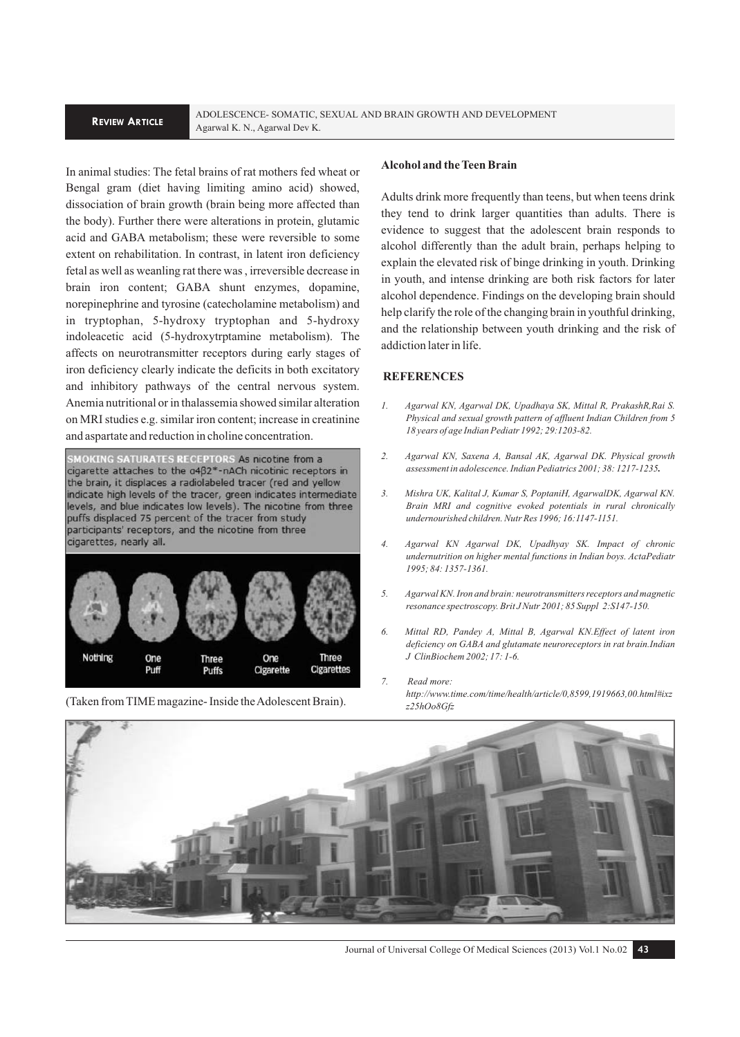In animal studies: The fetal brains of rat mothers fed wheat or Bengal gram (diet having limiting amino acid) showed, dissociation of brain growth (brain being more affected than the body). Further there were alterations in protein, glutamic acid and GABA metabolism; these were reversible to some extent on rehabilitation. In contrast, in latent iron deficiency fetal as well as weanling rat there was , irreversible decrease in brain iron content; GABA shunt enzymes, dopamine, norepinephrine and tyrosine (catecholamine metabolism) and in tryptophan, 5-hydroxy tryptophan and 5-hydroxy indoleacetic acid (5-hydroxytrptamine metabolism). The affects on neurotransmitter receptors during early stages of iron deficiency clearly indicate the deficits in both excitatory and inhibitory pathways of the central nervous system. Anemia nutritional or in thalassemia showed similar alteration on MRI studies e.g. similar iron content; increase in creatinine and aspartate and reduction in choline concentration.

**SMOKING SATURATES RECEPTORS** As nicotine from a cigarette attaches to the α4β2*-nACh nicotinic receptors in the brain, it displaces a radiolabeled tracer (red and yellow indicate high levels of the tracer, green indicates intermediate levels, and blue indicates low levels). The nicotine from three puffs displaced 75 percent of the tracer from study participants' receptors, and the nicotine from three cigarettes, nearly all.

Nothing
One Puff
Three Puffs
One Cigarette
Three Cigarettes

(Taken from TIME magazine- Inside the Adolescent Brain).

**Alcohol and the Teen Brain**

Adults drink more frequently than teens, but when teens drink they tend to drink larger quantities than adults. There is evidence to suggest that the adolescent brain responds to alcohol differently than the adult brain, perhaps helping to explain the elevated risk of binge drinking in youth. Drinking in youth, and intense drinking are both risk factors for later alcohol dependence. Findings on the developing brain should help clarify the role of the changing brain in youthful drinking, and the relationship between youth drinking and the risk of addiction later in life.

## REFERENCES

1. *Agarwal KN, Agarwal DK, Upadhaya SK, Mittal R, PrakashR,Rai S. Physical and sexual growth pattern of affluent Indian Children from 5 18 years of age Indian Pediatr 1992; 29:1203-82.*
2. *Agarwal KN, Saxena A, Bansal AK, Agarwal DK. Physical growth assessment in adolescence. Indian Pediatrics 2001; 38: 1217-1235.*
3. *Mishra UK, Kalital J, Kumar S, PoptaniH, AgarwalDK, Agarwal KN. Brain MRI and cognitive evoked potentials in rural chronically undernourished children. Nutr Res 1996; 16:1147-1151.*
4. *Agarwal KN Agarwal DK, Upadhyay SK. Impact of chronic undernutrition on higher mental functions in Indian boys. ActaPediatr 1995; 84: 1357-1361.*
5. *Agarwal KN. Iron and brain: neurotransmitters receptors and magnetic resonance spectroscopy. Brit J Nutr 2001; 85 Suppl 2:S147-150.*
6. *Mittal RD, Pandey A, Mittal B, Agarwal KN.Effect of latent iron deficiency on GABA and glutamate neuroreceptors in rat brain.Indian J ClinBiochem 2002; 17: 1-6.*
7. *Read more: http://www.time.com/time/health/article/0,8599,1919663,00.html#ixzz25hOo8Gfz*